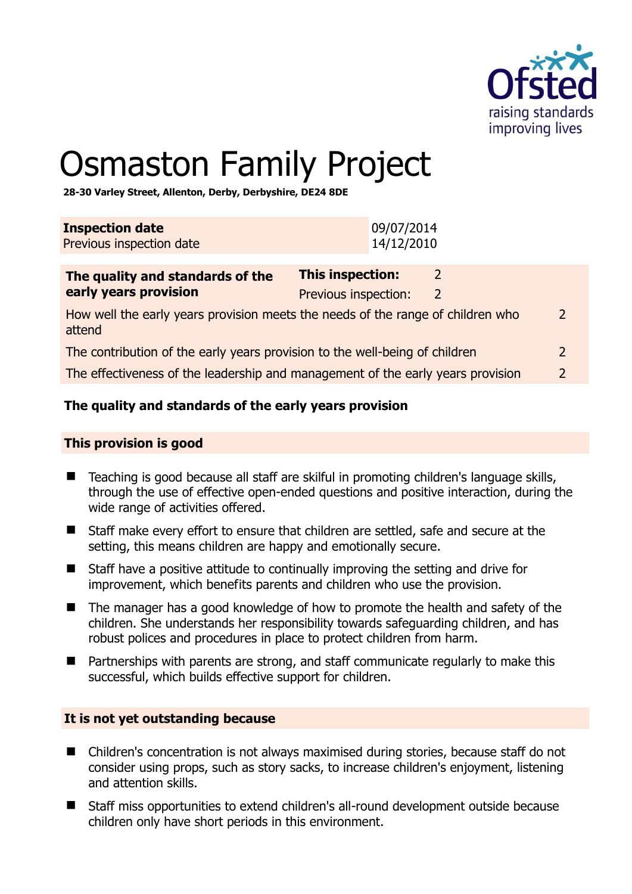# Osmaston Family Project

**28-30 Varley Street, Allenton, Derby, Derbyshire, DE24 8DE**

| **Inspection date** | 09/07/2014 |
|---|---|
| Previous inspection date | 14/12/2010 |

| **The quality and standards of the early years provision** | **This inspection:** | 2 |
|---|---|---|
| | Previous inspection: | 2 |
| How well the early years provision meets the needs of the range of children who attend | | 2 |
| The contribution of the early years provision to the well-being of children | | 2 |
| The effectiveness of the leadership and management of the early years provision | | 2 |

## The quality and standards of the early years provision

### This provision is good

- Teaching is good because all staff are skilful in promoting children's language skills, through the use of effective open-ended questions and positive interaction, during the wide range of activities offered.
- Staff make every effort to ensure that children are settled, safe and secure at the setting, this means children are happy and emotionally secure.
- Staff have a positive attitude to continually improving the setting and drive for improvement, which benefits parents and children who use the provision.
- The manager has a good knowledge of how to promote the health and safety of the children. She understands her responsibility towards safeguarding children, and has robust polices and procedures in place to protect children from harm.
- Partnerships with parents are strong, and staff communicate regularly to make this successful, which builds effective support for children.

### It is not yet outstanding because

- Children's concentration is not always maximised during stories, because staff do not consider using props, such as story sacks, to increase children's enjoyment, listening and attention skills.
- Staff miss opportunities to extend children's all-round development outside because children only have short periods in this environment.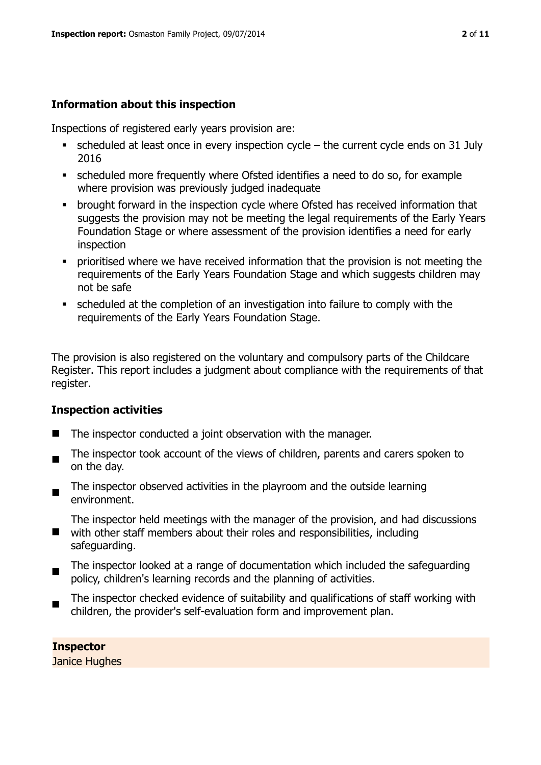## Information about this inspection

Inspections of registered early years provision are:

- scheduled at least once in every inspection cycle – the current cycle ends on 31 July 2016
- scheduled more frequently where Ofsted identifies a need to do so, for example where provision was previously judged inadequate
- brought forward in the inspection cycle where Ofsted has received information that suggests the provision may not be meeting the legal requirements of the Early Years Foundation Stage or where assessment of the provision identifies a need for early inspection
- prioritised where we have received information that the provision is not meeting the requirements of the Early Years Foundation Stage and which suggests children may not be safe
- scheduled at the completion of an investigation into failure to comply with the requirements of the Early Years Foundation Stage.

The provision is also registered on the voluntary and compulsory parts of the Childcare Register. This report includes a judgment about compliance with the requirements of that register.

## Inspection activities

- The inspector conducted a joint observation with the manager.
- The inspector took account of the views of children, parents and carers spoken to on the day.
- The inspector observed activities in the playroom and the outside learning environment.
- The inspector held meetings with the manager of the provision, and had discussions with other staff members about their roles and responsibilities, including safeguarding.
- The inspector looked at a range of documentation which included the safeguarding policy, children's learning records and the planning of activities.
- The inspector checked evidence of suitability and qualifications of staff working with children, the provider's self-evaluation form and improvement plan.

**Inspector**
Janice Hughes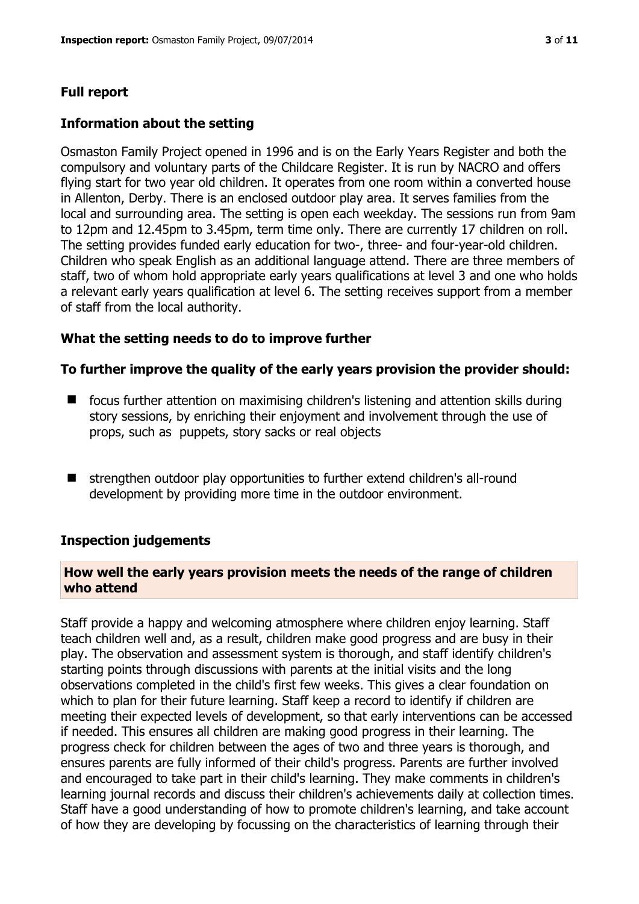## Full report

### Information about the setting

Osmaston Family Project opened in 1996 and is on the Early Years Register and both the compulsory and voluntary parts of the Childcare Register. It is run by NACRO and offers flying start for two year old children. It operates from one room within a converted house in Allenton, Derby. There is an enclosed outdoor play area. It serves families from the local and surrounding area. The setting is open each weekday. The sessions run from 9am to 12pm and 12.45pm to 3.45pm, term time only. There are currently 17 children on roll. The setting provides funded early education for two-, three- and four-year-old children. Children who speak English as an additional language attend. There are three members of staff, two of whom hold appropriate early years qualifications at level 3 and one who holds a relevant early years qualification at level 6. The setting receives support from a member of staff from the local authority.

### What the setting needs to do to improve further

**To further improve the quality of the early years provision the provider should:**

- focus further attention on maximising children's listening and attention skills during story sessions, by enriching their enjoyment and involvement through the use of props, such as puppets, story sacks or real objects
- strengthen outdoor play opportunities to further extend children's all-round development by providing more time in the outdoor environment.

### Inspection judgements

#### How well the early years provision meets the needs of the range of children who attend

Staff provide a happy and welcoming atmosphere where children enjoy learning. Staff teach children well and, as a result, children make good progress and are busy in their play. The observation and assessment system is thorough, and staff identify children's starting points through discussions with parents at the initial visits and the long observations completed in the child's first few weeks. This gives a clear foundation on which to plan for their future learning. Staff keep a record to identify if children are meeting their expected levels of development, so that early interventions can be accessed if needed. This ensures all children are making good progress in their learning. The progress check for children between the ages of two and three years is thorough, and ensures parents are fully informed of their child's progress. Parents are further involved and encouraged to take part in their child's learning. They make comments in children's learning journal records and discuss their children's achievements daily at collection times. Staff have a good understanding of how to promote children's learning, and take account of how they are developing by focussing on the characteristics of learning through their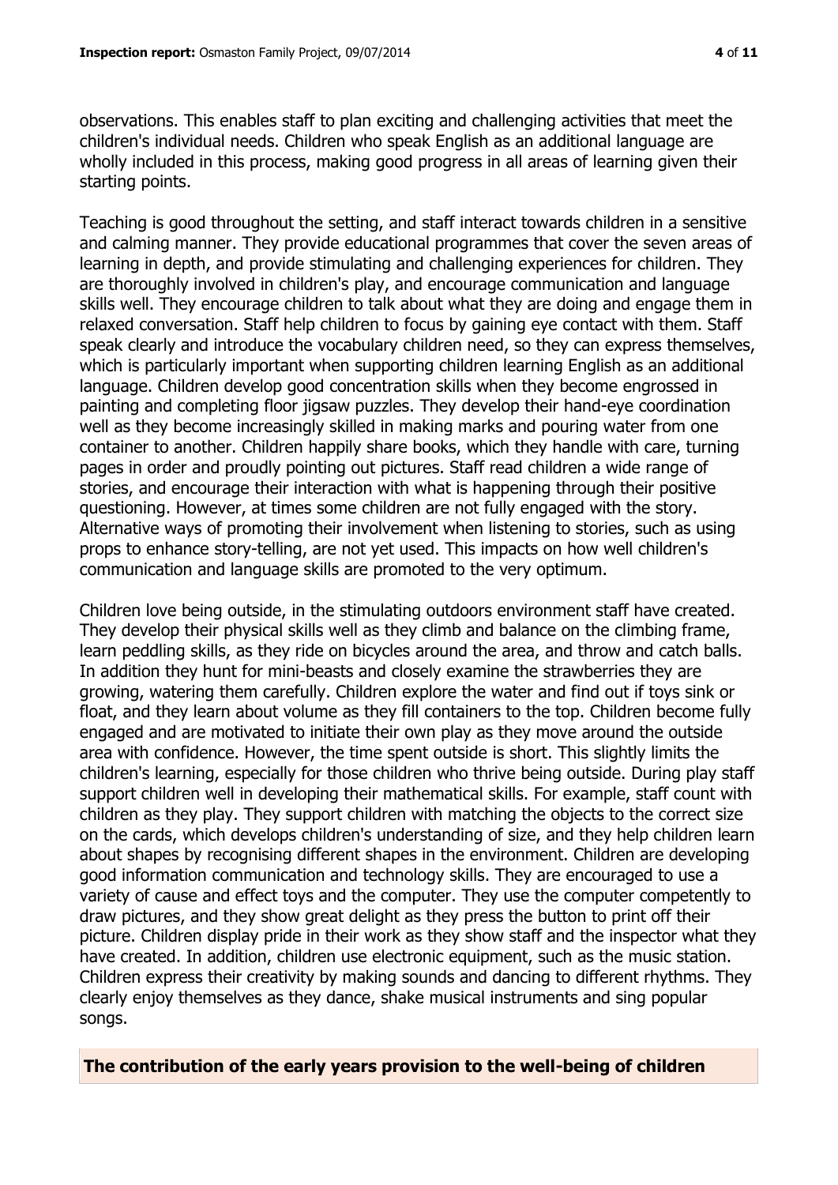observations. This enables staff to plan exciting and challenging activities that meet the children's individual needs. Children who speak English as an additional language are wholly included in this process, making good progress in all areas of learning given their starting points.

Teaching is good throughout the setting, and staff interact towards children in a sensitive and calming manner. They provide educational programmes that cover the seven areas of learning in depth, and provide stimulating and challenging experiences for children. They are thoroughly involved in children's play, and encourage communication and language skills well. They encourage children to talk about what they are doing and engage them in relaxed conversation. Staff help children to focus by gaining eye contact with them. Staff speak clearly and introduce the vocabulary children need, so they can express themselves, which is particularly important when supporting children learning English as an additional language. Children develop good concentration skills when they become engrossed in painting and completing floor jigsaw puzzles. They develop their hand-eye coordination well as they become increasingly skilled in making marks and pouring water from one container to another. Children happily share books, which they handle with care, turning pages in order and proudly pointing out pictures. Staff read children a wide range of stories, and encourage their interaction with what is happening through their positive questioning. However, at times some children are not fully engaged with the story. Alternative ways of promoting their involvement when listening to stories, such as using props to enhance story-telling, are not yet used. This impacts on how well children's communication and language skills are promoted to the very optimum.

Children love being outside, in the stimulating outdoors environment staff have created. They develop their physical skills well as they climb and balance on the climbing frame, learn peddling skills, as they ride on bicycles around the area, and throw and catch balls. In addition they hunt for mini-beasts and closely examine the strawberries they are growing, watering them carefully. Children explore the water and find out if toys sink or float, and they learn about volume as they fill containers to the top. Children become fully engaged and are motivated to initiate their own play as they move around the outside area with confidence. However, the time spent outside is short. This slightly limits the children's learning, especially for those children who thrive being outside. During play staff support children well in developing their mathematical skills. For example, staff count with children as they play. They support children with matching the objects to the correct size on the cards, which develops children's understanding of size, and they help children learn about shapes by recognising different shapes in the environment. Children are developing good information communication and technology skills. They are encouraged to use a variety of cause and effect toys and the computer. They use the computer competently to draw pictures, and they show great delight as they press the button to print off their picture. Children display pride in their work as they show staff and the inspector what they have created. In addition, children use electronic equipment, such as the music station. Children express their creativity by making sounds and dancing to different rhythms. They clearly enjoy themselves as they dance, shake musical instruments and sing popular songs.

## The contribution of the early years provision to the well-being of children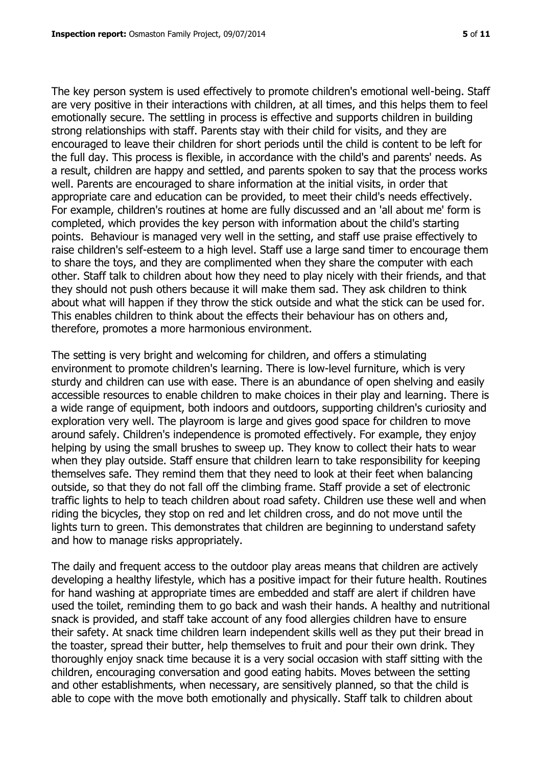The key person system is used effectively to promote children's emotional well-being. Staff are very positive in their interactions with children, at all times, and this helps them to feel emotionally secure. The settling in process is effective and supports children in building strong relationships with staff. Parents stay with their child for visits, and they are encouraged to leave their children for short periods until the child is content to be left for the full day. This process is flexible, in accordance with the child's and parents' needs. As a result, children are happy and settled, and parents spoken to say that the process works well. Parents are encouraged to share information at the initial visits, in order that appropriate care and education can be provided, to meet their child's needs effectively. For example, children's routines at home are fully discussed and an 'all about me' form is completed, which provides the key person with information about the child's starting points. Behaviour is managed very well in the setting, and staff use praise effectively to raise children's self-esteem to a high level. Staff use a large sand timer to encourage them to share the toys, and they are complimented when they share the computer with each other. Staff talk to children about how they need to play nicely with their friends, and that they should not push others because it will make them sad. They ask children to think about what will happen if they throw the stick outside and what the stick can be used for. This enables children to think about the effects their behaviour has on others and, therefore, promotes a more harmonious environment.

The setting is very bright and welcoming for children, and offers a stimulating environment to promote children's learning. There is low-level furniture, which is very sturdy and children can use with ease. There is an abundance of open shelving and easily accessible resources to enable children to make choices in their play and learning. There is a wide range of equipment, both indoors and outdoors, supporting children's curiosity and exploration very well. The playroom is large and gives good space for children to move around safely. Children's independence is promoted effectively. For example, they enjoy helping by using the small brushes to sweep up. They know to collect their hats to wear when they play outside. Staff ensure that children learn to take responsibility for keeping themselves safe. They remind them that they need to look at their feet when balancing outside, so that they do not fall off the climbing frame. Staff provide a set of electronic traffic lights to help to teach children about road safety. Children use these well and when riding the bicycles, they stop on red and let children cross, and do not move until the lights turn to green. This demonstrates that children are beginning to understand safety and how to manage risks appropriately.

The daily and frequent access to the outdoor play areas means that children are actively developing a healthy lifestyle, which has a positive impact for their future health. Routines for hand washing at appropriate times are embedded and staff are alert if children have used the toilet, reminding them to go back and wash their hands. A healthy and nutritional snack is provided, and staff take account of any food allergies children have to ensure their safety. At snack time children learn independent skills well as they put their bread in the toaster, spread their butter, help themselves to fruit and pour their own drink. They thoroughly enjoy snack time because it is a very social occasion with staff sitting with the children, encouraging conversation and good eating habits. Moves between the setting and other establishments, when necessary, are sensitively planned, so that the child is able to cope with the move both emotionally and physically. Staff talk to children about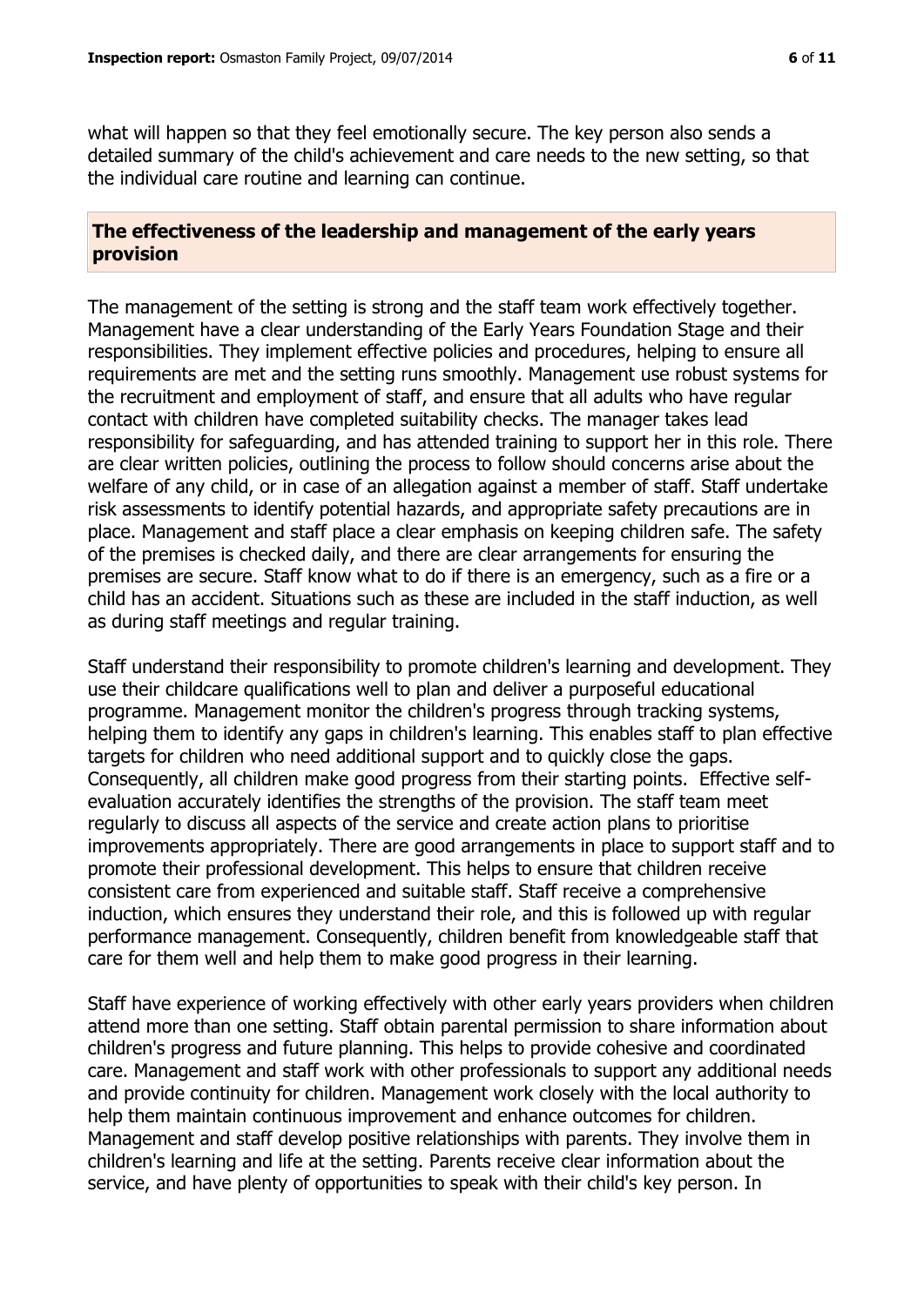what will happen so that they feel emotionally secure. The key person also sends a detailed summary of the child's achievement and care needs to the new setting, so that the individual care routine and learning can continue.

## The effectiveness of the leadership and management of the early years provision

The management of the setting is strong and the staff team work effectively together. Management have a clear understanding of the Early Years Foundation Stage and their responsibilities. They implement effective policies and procedures, helping to ensure all requirements are met and the setting runs smoothly. Management use robust systems for the recruitment and employment of staff, and ensure that all adults who have regular contact with children have completed suitability checks. The manager takes lead responsibility for safeguarding, and has attended training to support her in this role. There are clear written policies, outlining the process to follow should concerns arise about the welfare of any child, or in case of an allegation against a member of staff. Staff undertake risk assessments to identify potential hazards, and appropriate safety precautions are in place. Management and staff place a clear emphasis on keeping children safe. The safety of the premises is checked daily, and there are clear arrangements for ensuring the premises are secure. Staff know what to do if there is an emergency, such as a fire or a child has an accident. Situations such as these are included in the staff induction, as well as during staff meetings and regular training.

Staff understand their responsibility to promote children's learning and development. They use their childcare qualifications well to plan and deliver a purposeful educational programme. Management monitor the children's progress through tracking systems, helping them to identify any gaps in children's learning. This enables staff to plan effective targets for children who need additional support and to quickly close the gaps. Consequently, all children make good progress from their starting points. Effective self-evaluation accurately identifies the strengths of the provision. The staff team meet regularly to discuss all aspects of the service and create action plans to prioritise improvements appropriately. There are good arrangements in place to support staff and to promote their professional development. This helps to ensure that children receive consistent care from experienced and suitable staff. Staff receive a comprehensive induction, which ensures they understand their role, and this is followed up with regular performance management. Consequently, children benefit from knowledgeable staff that care for them well and help them to make good progress in their learning.

Staff have experience of working effectively with other early years providers when children attend more than one setting. Staff obtain parental permission to share information about children's progress and future planning. This helps to provide cohesive and coordinated care. Management and staff work with other professionals to support any additional needs and provide continuity for children. Management work closely with the local authority to help them maintain continuous improvement and enhance outcomes for children. Management and staff develop positive relationships with parents. They involve them in children's learning and life at the setting. Parents receive clear information about the service, and have plenty of opportunities to speak with their child's key person. In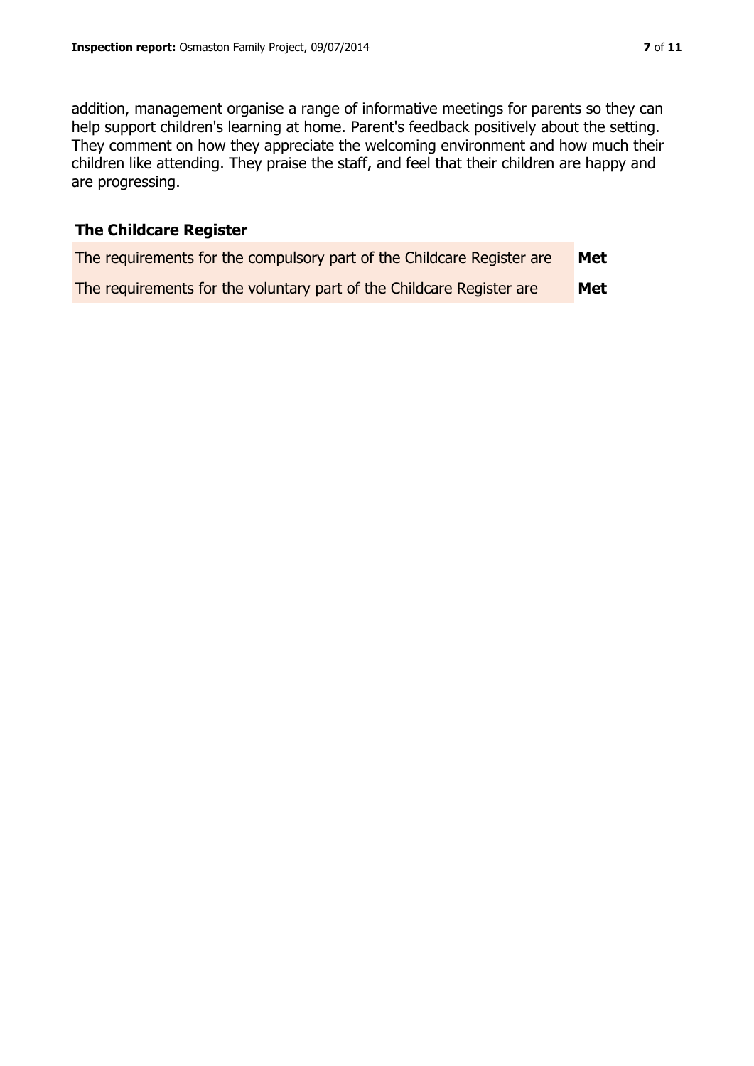addition, management organise a range of informative meetings for parents so they can help support children's learning at home. Parent's feedback positively about the setting. They comment on how they appreciate the welcoming environment and how much their children like attending. They praise the staff, and feel that their children are happy and are progressing.

## The Childcare Register

| | |
|---|---|
| The requirements for the compulsory part of the Childcare Register are | **Met** |
| The requirements for the voluntary part of the Childcare Register are | **Met** |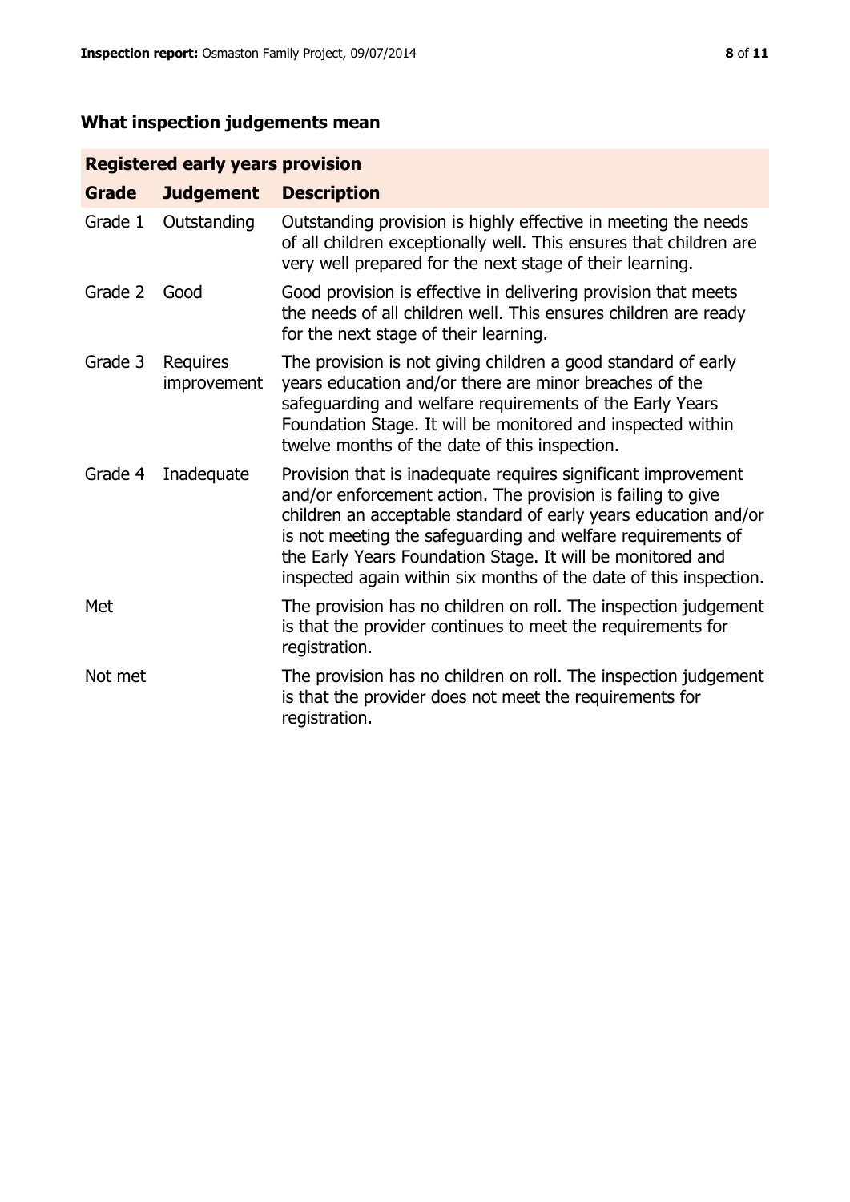## What inspection judgements mean

| Registered early years provision | | |
|---|---|---|
| **Grade** | **Judgement** | **Description** |
| Grade 1 | Outstanding | Outstanding provision is highly effective in meeting the needs of all children exceptionally well. This ensures that children are very well prepared for the next stage of their learning. |
| Grade 2 | Good | Good provision is effective in delivering provision that meets the needs of all children well. This ensures children are ready for the next stage of their learning. |
| Grade 3 | Requires improvement | The provision is not giving children a good standard of early years education and/or there are minor breaches of the safeguarding and welfare requirements of the Early Years Foundation Stage. It will be monitored and inspected within twelve months of the date of this inspection. |
| Grade 4 | Inadequate | Provision that is inadequate requires significant improvement and/or enforcement action. The provision is failing to give children an acceptable standard of early years education and/or is not meeting the safeguarding and welfare requirements of the Early Years Foundation Stage. It will be monitored and inspected again within six months of the date of this inspection. |
| Met | | The provision has no children on roll. The inspection judgement is that the provider continues to meet the requirements for registration. |
| Not met | | The provision has no children on roll. The inspection judgement is that the provider does not meet the requirements for registration. |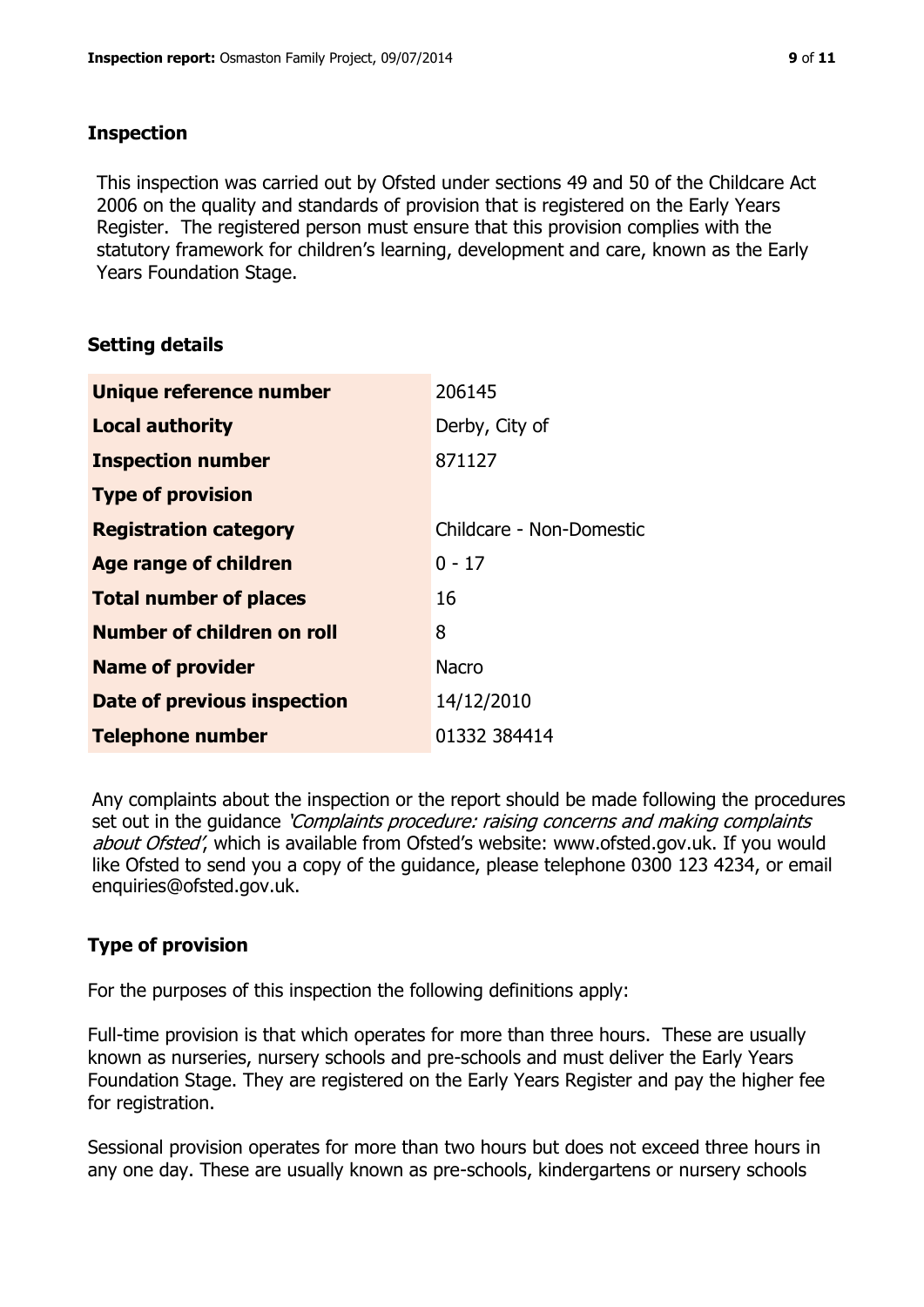## Inspection

This inspection was carried out by Ofsted under sections 49 and 50 of the Childcare Act 2006 on the quality and standards of provision that is registered on the Early Years Register. The registered person must ensure that this provision complies with the statutory framework for children's learning, development and care, known as the Early Years Foundation Stage.

## Setting details

| | |
|---|---|
| **Unique reference number** | 206145 |
| **Local authority** | Derby, City of |
| **Inspection number** | 871127 |
| **Type of provision** | |
| **Registration category** | Childcare - Non-Domestic |
| **Age range of children** | 0 - 17 |
| **Total number of places** | 16 |
| **Number of children on roll** | 8 |
| **Name of provider** | Nacro |
| **Date of previous inspection** | 14/12/2010 |
| **Telephone number** | 01332 384414 |

Any complaints about the inspection or the report should be made following the procedures set out in the guidance *'Complaints procedure: raising concerns and making complaints about Ofsted'*, which is available from Ofsted's website: www.ofsted.gov.uk. If you would like Ofsted to send you a copy of the guidance, please telephone 0300 123 4234, or email enquiries@ofsted.gov.uk.

## Type of provision

For the purposes of this inspection the following definitions apply:

Full-time provision is that which operates for more than three hours. These are usually known as nurseries, nursery schools and pre-schools and must deliver the Early Years Foundation Stage. They are registered on the Early Years Register and pay the higher fee for registration.

Sessional provision operates for more than two hours but does not exceed three hours in any one day. These are usually known as pre-schools, kindergartens or nursery schools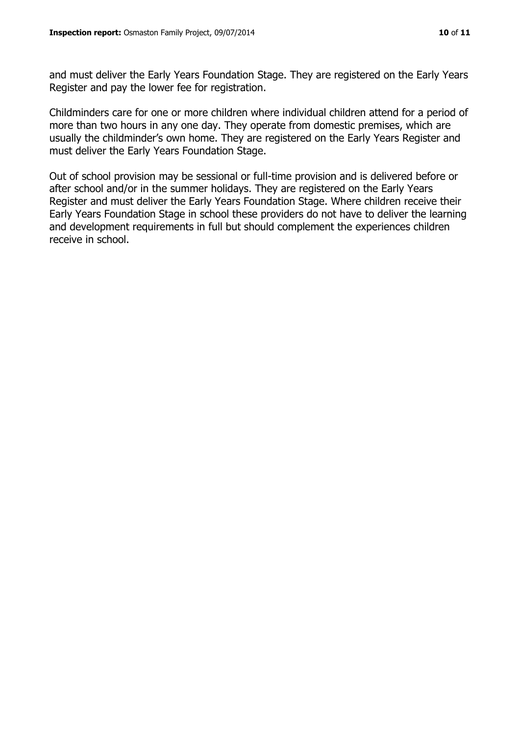and must deliver the Early Years Foundation Stage. They are registered on the Early Years Register and pay the lower fee for registration.

Childminders care for one or more children where individual children attend for a period of more than two hours in any one day. They operate from domestic premises, which are usually the childminder's own home. They are registered on the Early Years Register and must deliver the Early Years Foundation Stage.

Out of school provision may be sessional or full-time provision and is delivered before or after school and/or in the summer holidays. They are registered on the Early Years Register and must deliver the Early Years Foundation Stage. Where children receive their Early Years Foundation Stage in school these providers do not have to deliver the learning and development requirements in full but should complement the experiences children receive in school.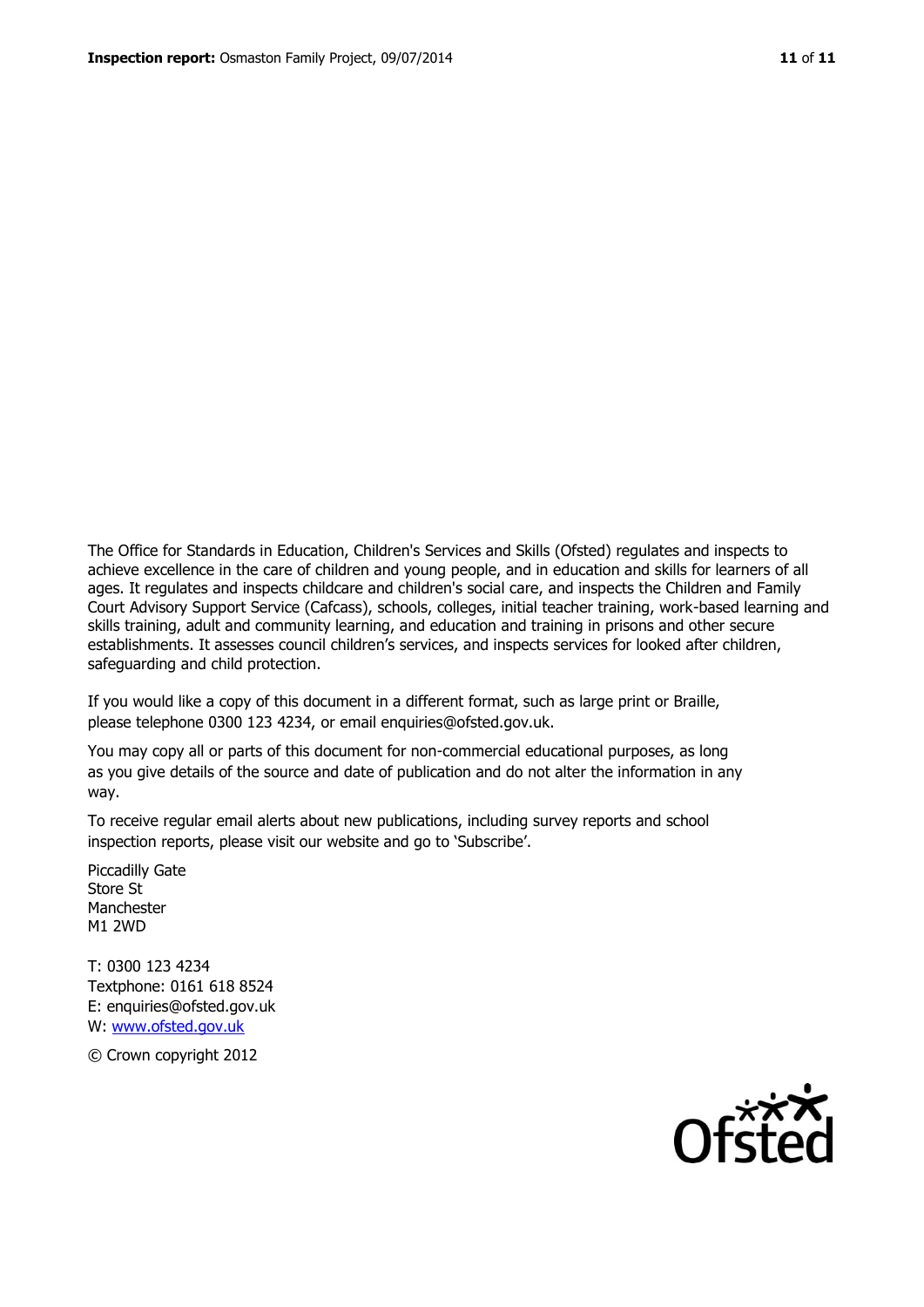The Office for Standards in Education, Children's Services and Skills (Ofsted) regulates and inspects to achieve excellence in the care of children and young people, and in education and skills for learners of all ages. It regulates and inspects childcare and children's social care, and inspects the Children and Family Court Advisory Support Service (Cafcass), schools, colleges, initial teacher training, work-based learning and skills training, adult and community learning, and education and training in prisons and other secure establishments. It assesses council children's services, and inspects services for looked after children, safeguarding and child protection.

If you would like a copy of this document in a different format, such as large print or Braille, please telephone 0300 123 4234, or email enquiries@ofsted.gov.uk.

You may copy all or parts of this document for non-commercial educational purposes, as long as you give details of the source and date of publication and do not alter the information in any way.

To receive regular email alerts about new publications, including survey reports and school inspection reports, please visit our website and go to 'Subscribe'.

Piccadilly Gate
Store St
Manchester
M1 2WD

T: 0300 123 4234
Textphone: 0161 618 8524
E: enquiries@ofsted.gov.uk
W: www.ofsted.gov.uk

© Crown copyright 2012

Ofsted